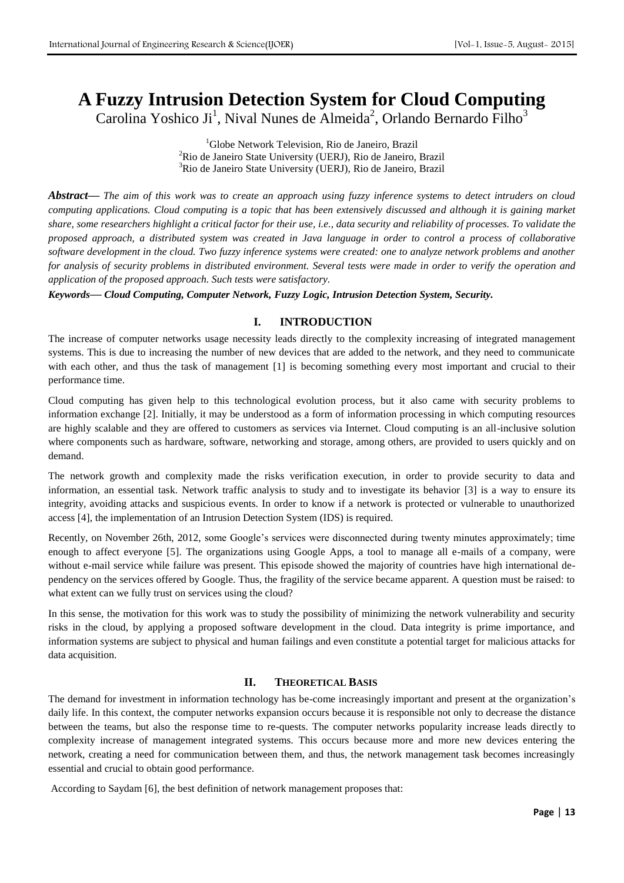# A Fuzzy Intrusion Detection System for Cloud Computing

Carolina Yoshico Ji[1], Nival Nunes de Almeida[2], Orlando Bernardo Filho[3]

[1]Globe Network Television, Rio de Janeiro, Brazil
[2]Rio de Janeiro State University (UERJ), Rio de Janeiro, Brazil
[3]Rio de Janeiro State University (UERJ), Rio de Janeiro, Brazil

***Abstract*****—** *The aim of this work was to create an approach using fuzzy inference systems to detect intruders on cloud computing applications. Cloud computing is a topic that has been extensively discussed and although it is gaining market share, some researchers highlight a critical factor for their use, i.e., data security and reliability of processes. To validate the proposed approach, a distributed system was created in Java language in order to control a process of collaborative software development in the cloud. Two fuzzy inference systems were created: one to analyze network problems and another for analysis of security problems in distributed environment. Several tests were made in order to verify the operation and application of the proposed approach. Such tests were satisfactory.*

***Keywords— Cloud Computing, Computer Network, Fuzzy Logic, Intrusion Detection System, Security.***

## I. INTRODUCTION

The increase of computer networks usage necessity leads directly to the complexity increasing of integrated management systems. This is due to increasing the number of new devices that are added to the network, and they need to communicate with each other, and thus the task of management [1] is becoming something every most important and crucial to their performance time.

Cloud computing has given help to this technological evolution process, but it also came with security problems to information exchange [2]. Initially, it may be understood as a form of information processing in which computing resources are highly scalable and they are offered to customers as services via Internet. Cloud computing is an all-inclusive solution where components such as hardware, software, networking and storage, among others, are provided to users quickly and on demand.

The network growth and complexity made the risks verification execution, in order to provide security to data and information, an essential task. Network traffic analysis to study and to investigate its behavior [3] is a way to ensure its integrity, avoiding attacks and suspicious events. In order to know if a network is protected or vulnerable to unauthorized access [4], the implementation of an Intrusion Detection System (IDS) is required.

Recently, on November 26th, 2012, some Google's services were disconnected during twenty minutes approximately; time enough to affect everyone [5]. The organizations using Google Apps, a tool to manage all e-mails of a company, were without e-mail service while failure was present. This episode showed the majority of countries have high international de-pendency on the services offered by Google. Thus, the fragility of the service became apparent. A question must be raised: to what extent can we fully trust on services using the cloud?

In this sense, the motivation for this work was to study the possibility of minimizing the network vulnerability and security risks in the cloud, by applying a proposed software development in the cloud. Data integrity is prime importance, and information systems are subject to physical and human failings and even constitute a potential target for malicious attacks for data acquisition.

## II. THEORETICAL BASIS

The demand for investment in information technology has be-come increasingly important and present at the organization's daily life. In this context, the computer networks expansion occurs because it is responsible not only to decrease the distance between the teams, but also the response time to re-quests. The computer networks popularity increase leads directly to complexity increase of management integrated systems. This occurs because more and more new devices entering the network, creating a need for communication between them, and thus, the network management task becomes increasingly essential and crucial to obtain good performance.

According to Saydam [6], the best definition of network management proposes that: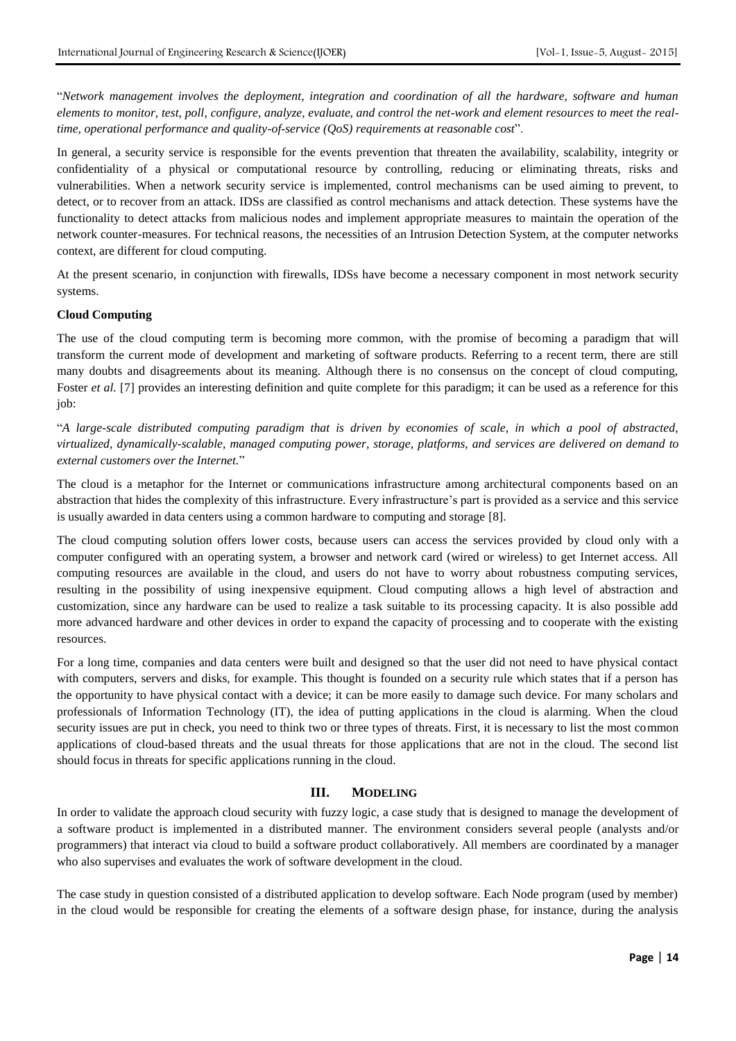"*Network management involves the deployment, integration and coordination of all the hardware, software and human elements to monitor, test, poll, configure, analyze, evaluate, and control the net-work and element resources to meet the real-time, operational performance and quality-of-service (QoS) requirements at reasonable cost*".

In general, a security service is responsible for the events prevention that threaten the availability, scalability, integrity or confidentiality of a physical or computational resource by controlling, reducing or eliminating threats, risks and vulnerabilities. When a network security service is implemented, control mechanisms can be used aiming to prevent, to detect, or to recover from an attack. IDSs are classified as control mechanisms and attack detection. These systems have the functionality to detect attacks from malicious nodes and implement appropriate measures to maintain the operation of the network counter-measures. For technical reasons, the necessities of an Intrusion Detection System, at the computer networks context, are different for cloud computing.

At the present scenario, in conjunction with firewalls, IDSs have become a necessary component in most network security systems.

**Cloud Computing**

The use of the cloud computing term is becoming more common, with the promise of becoming a paradigm that will transform the current mode of development and marketing of software products. Referring to a recent term, there are still many doubts and disagreements about its meaning. Although there is no consensus on the concept of cloud computing, Foster *et al.* [7] provides an interesting definition and quite complete for this paradigm; it can be used as a reference for this job:

"*A large-scale distributed computing paradigm that is driven by economies of scale, in which a pool of abstracted, virtualized, dynamically-scalable, managed computing power, storage, platforms, and services are delivered on demand to external customers over the Internet.*"

The cloud is a metaphor for the Internet or communications infrastructure among architectural components based on an abstraction that hides the complexity of this infrastructure. Every infrastructure's part is provided as a service and this service is usually awarded in data centers using a common hardware to computing and storage [8].

The cloud computing solution offers lower costs, because users can access the services provided by cloud only with a computer configured with an operating system, a browser and network card (wired or wireless) to get Internet access. All computing resources are available in the cloud, and users do not have to worry about robustness computing services, resulting in the possibility of using inexpensive equipment. Cloud computing allows a high level of abstraction and customization, since any hardware can be used to realize a task suitable to its processing capacity. It is also possible add more advanced hardware and other devices in order to expand the capacity of processing and to cooperate with the existing resources.

For a long time, companies and data centers were built and designed so that the user did not need to have physical contact with computers, servers and disks, for example. This thought is founded on a security rule which states that if a person has the opportunity to have physical contact with a device; it can be more easily to damage such device. For many scholars and professionals of Information Technology (IT), the idea of putting applications in the cloud is alarming. When the cloud security issues are put in check, you need to think two or three types of threats. First, it is necessary to list the most common applications of cloud-based threats and the usual threats for those applications that are not in the cloud. The second list should focus in threats for specific applications running in the cloud.

## III. MODELING

In order to validate the approach cloud security with fuzzy logic, a case study that is designed to manage the development of a software product is implemented in a distributed manner. The environment considers several people (analysts and/or programmers) that interact via cloud to build a software product collaboratively. All members are coordinated by a manager who also supervises and evaluates the work of software development in the cloud.

The case study in question consisted of a distributed application to develop software. Each Node program (used by member) in the cloud would be responsible for creating the elements of a software design phase, for instance, during the analysis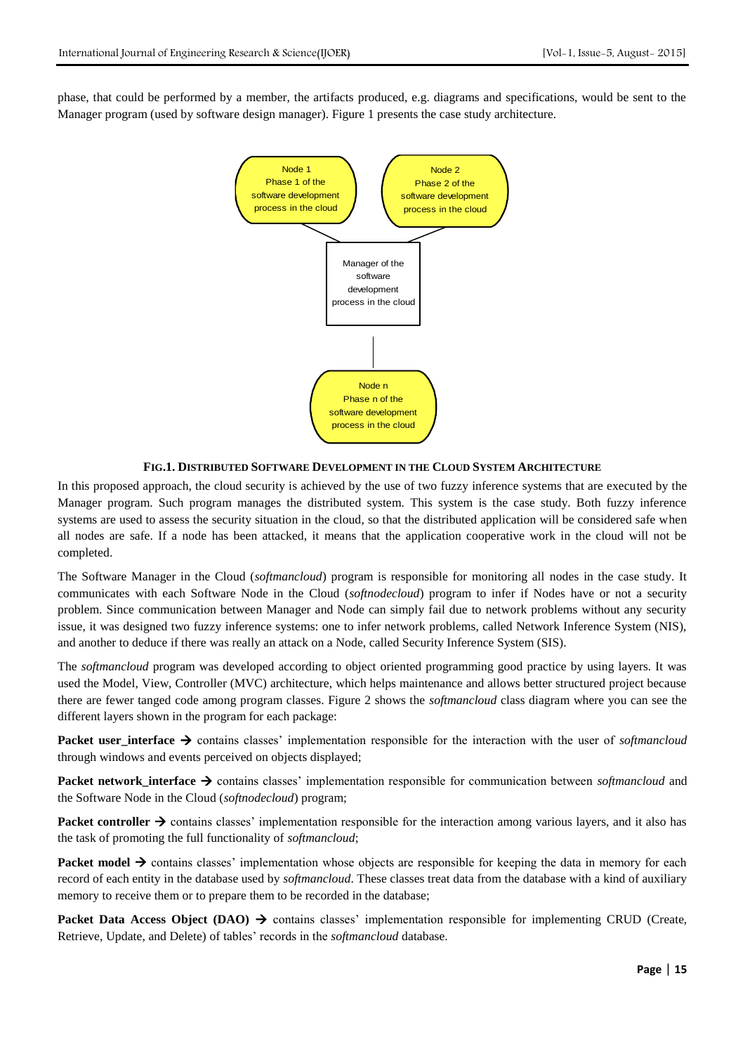phase, that could be performed by a member, the artifacts produced, e.g. diagrams and specifications, would be sent to the Manager program (used by software design manager). Figure 1 presents the case study architecture.

Node 1
Phase 1 of the
software development
process in the cloud

Node 2
Phase 2 of the
software development
process in the cloud

Manager of the
software
development
process in the cloud

Node n
Phase n of the
software development
process in the cloud

**FIG.1. DISTRIBUTED SOFTWARE DEVELOPMENT IN THE CLOUD SYSTEM ARCHITECTURE**

In this proposed approach, the cloud security is achieved by the use of two fuzzy inference systems that are executed by the Manager program. Such program manages the distributed system. This system is the case study. Both fuzzy inference systems are used to assess the security situation in the cloud, so that the distributed application will be considered safe when all nodes are safe. If a node has been attacked, it means that the application cooperative work in the cloud will not be completed.

The Software Manager in the Cloud (*softmancloud*) program is responsible for monitoring all nodes in the case study. It communicates with each Software Node in the Cloud (*softnodecloud*) program to infer if Nodes have or not a security problem. Since communication between Manager and Node can simply fail due to network problems without any security issue, it was designed two fuzzy inference systems: one to infer network problems, called Network Inference System (NIS), and another to deduce if there was really an attack on a Node, called Security Inference System (SIS).

The *softmancloud* program was developed according to object oriented programming good practice by using layers. It was used the Model, View, Controller (MVC) architecture, which helps maintenance and allows better structured project because there are fewer tanged code among program classes. Figure 2 shows the *softmancloud* class diagram where you can see the different layers shown in the program for each package:

**Packet user_interface** → contains classes' implementation responsible for the interaction with the user of *softmancloud* through windows and events perceived on objects displayed;

**Packet network_interface** → contains classes' implementation responsible for communication between *softmancloud* and the Software Node in the Cloud (*softnodecloud*) program;

**Packet controller** → contains classes' implementation responsible for the interaction among various layers, and it also has the task of promoting the full functionality of *softmancloud*;

**Packet model** → contains classes' implementation whose objects are responsible for keeping the data in memory for each record of each entity in the database used by *softmancloud*. These classes treat data from the database with a kind of auxiliary memory to receive them or to prepare them to be recorded in the database;

**Packet Data Access Object (DAO)** → contains classes' implementation responsible for implementing CRUD (Create, Retrieve, Update, and Delete) of tables' records in the *softmancloud* database.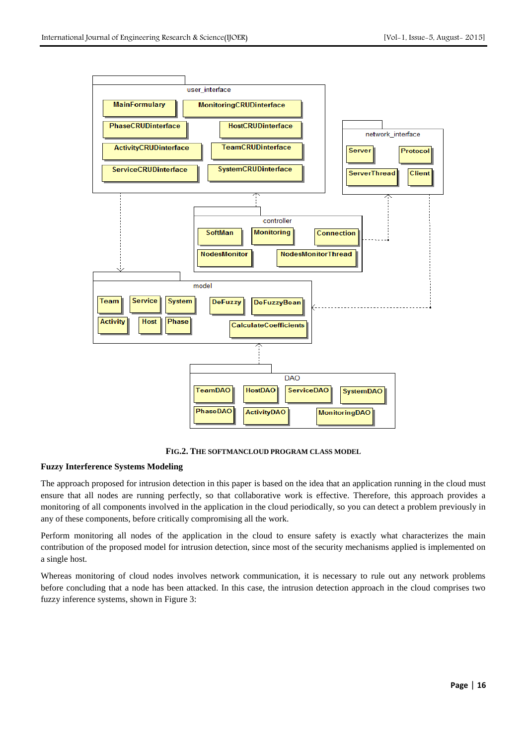FIG.2. THE SOFTMANCLOUD PROGRAM CLASS MODEL

**Fuzzy Interference Systems Modeling**

The approach proposed for intrusion detection in this paper is based on the idea that an application running in the cloud must ensure that all nodes are running perfectly, so that collaborative work is effective. Therefore, this approach provides a monitoring of all components involved in the application in the cloud periodically, so you can detect a problem previously in any of these components, before critically compromising all the work.

Perform monitoring all nodes of the application in the cloud to ensure safety is exactly what characterizes the main contribution of the proposed model for intrusion detection, since most of the security mechanisms applied is implemented on a single host.

Whereas monitoring of cloud nodes involves network communication, it is necessary to rule out any network problems before concluding that a node has been attacked. In this case, the intrusion detection approach in the cloud comprises two fuzzy inference systems, shown in Figure 3: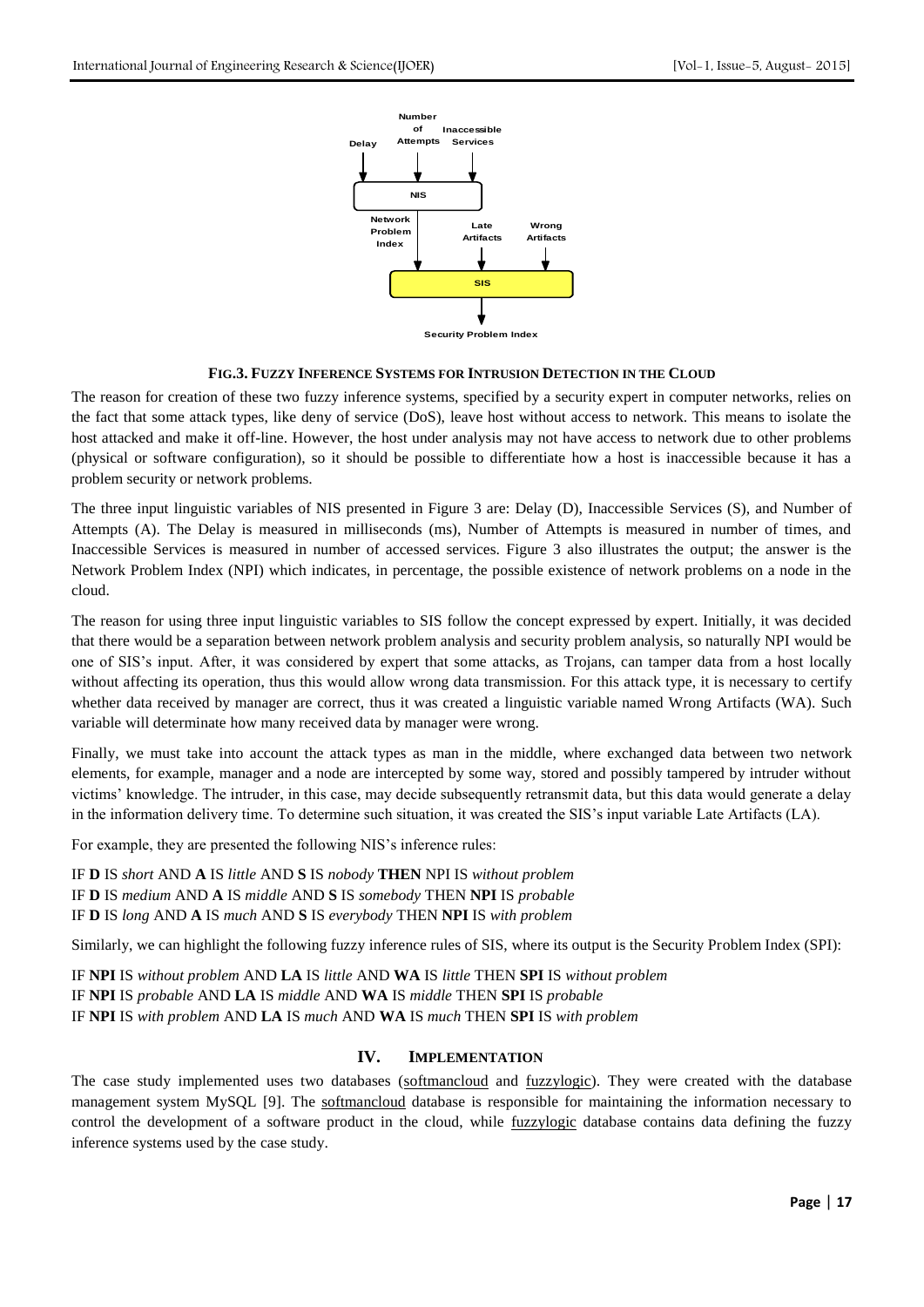**FIG.3. FUZZY INFERENCE SYSTEMS FOR INTRUSION DETECTION IN THE CLOUD**

The reason for creation of these two fuzzy inference systems, specified by a security expert in computer networks, relies on the fact that some attack types, like deny of service (DoS), leave host without access to network. This means to isolate the host attacked and make it off-line. However, the host under analysis may not have access to network due to other problems (physical or software configuration), so it should be possible to differentiate how a host is inaccessible because it has a problem security or network problems.

The three input linguistic variables of NIS presented in Figure 3 are: Delay (D), Inaccessible Services (S), and Number of Attempts (A). The Delay is measured in milliseconds (ms), Number of Attempts is measured in number of times, and Inaccessible Services is measured in number of accessed services. Figure 3 also illustrates the output; the answer is the Network Problem Index (NPI) which indicates, in percentage, the possible existence of network problems on a node in the cloud.

The reason for using three input linguistic variables to SIS follow the concept expressed by expert. Initially, it was decided that there would be a separation between network problem analysis and security problem analysis, so naturally NPI would be one of SIS's input. After, it was considered by expert that some attacks, as Trojans, can tamper data from a host locally without affecting its operation, thus this would allow wrong data transmission. For this attack type, it is necessary to certify whether data received by manager are correct, thus it was created a linguistic variable named Wrong Artifacts (WA). Such variable will determinate how many received data by manager were wrong.

Finally, we must take into account the attack types as man in the middle, where exchanged data between two network elements, for example, manager and a node are intercepted by some way, stored and possibly tampered by intruder without victims' knowledge. The intruder, in this case, may decide subsequently retransmit data, but this data would generate a delay in the information delivery time. To determine such situation, it was created the SIS's input variable Late Artifacts (LA).

For example, they are presented the following NIS's inference rules:

IF **D** IS *short* AND **A** IS *little* AND **S** IS *nobody* **THEN** NPI IS *without problem*
IF **D** IS *medium* AND **A** IS *middle* AND **S** IS *somebody* THEN **NPI** IS *probable*
IF **D** IS *long* AND **A** IS *much* AND **S** IS *everybody* THEN **NPI** IS *with problem*

Similarly, we can highlight the following fuzzy inference rules of SIS, where its output is the Security Problem Index (SPI):

IF **NPI** IS *without problem* AND **LA** IS *little* AND **WA** IS *little* THEN **SPI** IS *without problem*
IF **NPI** IS *probable* AND **LA** IS *middle* AND **WA** IS *middle* THEN **SPI** IS *probable*
IF **NPI** IS *with problem* AND **LA** IS *much* AND **WA** IS *much* THEN **SPI** IS *with problem*

## IV. IMPLEMENTATION

The case study implemented uses two databases (softmancloud and fuzzylogic). They were created with the database management system MySQL [9]. The softmancloud database is responsible for maintaining the information necessary to control the development of a software product in the cloud, while fuzzylogic database contains data defining the fuzzy inference systems used by the case study.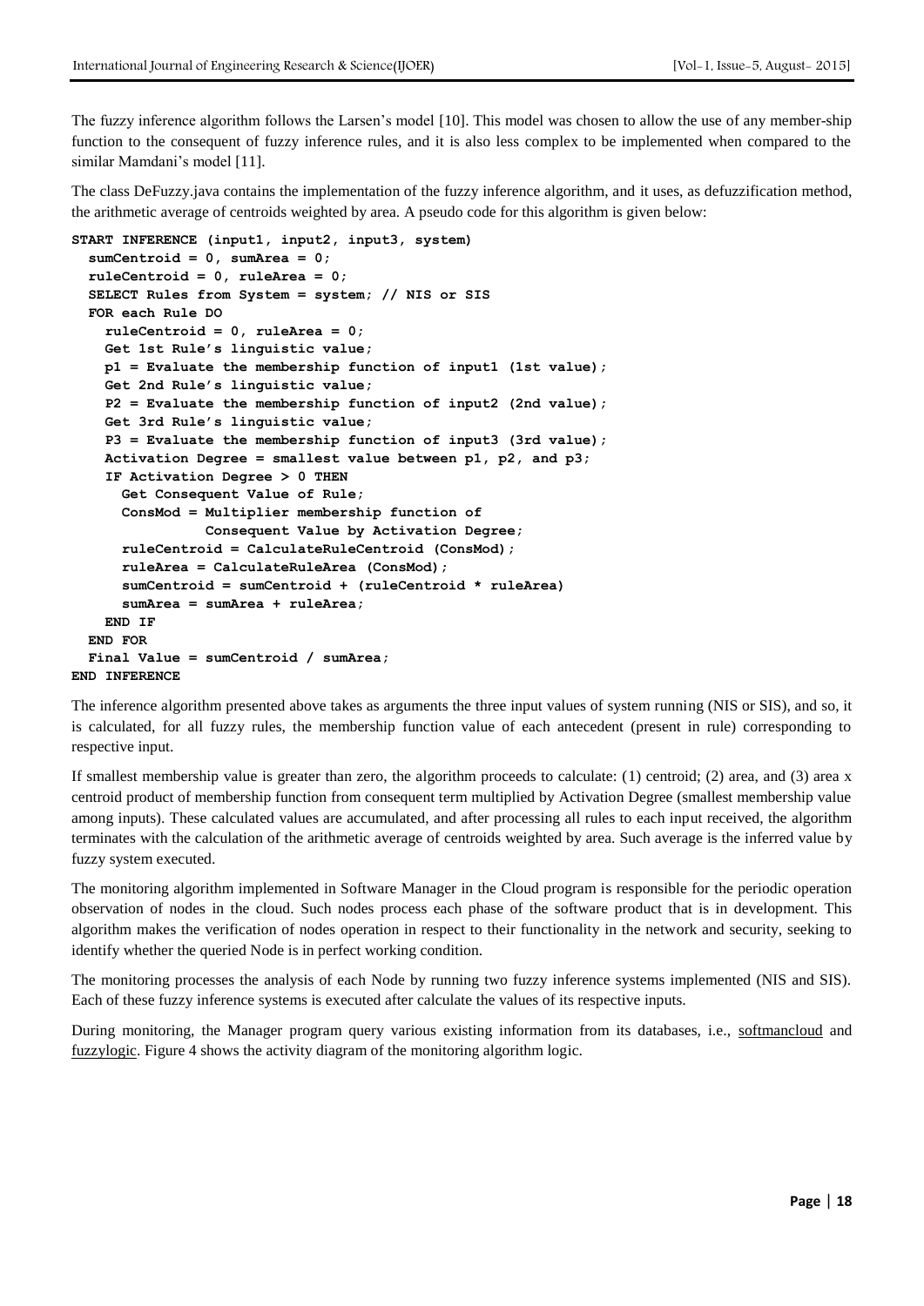The fuzzy inference algorithm follows the Larsen's model [10]. This model was chosen to allow the use of any member-ship function to the consequent of fuzzy inference rules, and it is also less complex to be implemented when compared to the similar Mamdani's model [11].

The class DeFuzzy.java contains the implementation of the fuzzy inference algorithm, and it uses, as defuzzification method, the arithmetic average of centroids weighted by area. A pseudo code for this algorithm is given below:

```
START INFERENCE (input1, input2, input3, system)
  sumCentroid = 0, sumArea = 0;
  ruleCentroid = 0, ruleArea = 0;
  SELECT Rules from System = system; // NIS or SIS
  FOR each Rule DO
    ruleCentroid = 0, ruleArea = 0;
    Get 1st Rule's linguistic value;
    p1 = Evaluate the membership function of input1 (1st value);
    Get 2nd Rule's linguistic value;
    P2 = Evaluate the membership function of input2 (2nd value);
    Get 3rd Rule's linguistic value;
    P3 = Evaluate the membership function of input3 (3rd value);
    Activation Degree = smallest value between p1, p2, and p3;
    IF Activation Degree > 0 THEN
      Get Consequent Value of Rule;
      ConsMod = Multiplier membership function of
                Consequent Value by Activation Degree;
      ruleCentroid = CalculateRuleCentroid (ConsMod);
      ruleArea = CalculateRuleArea (ConsMod);
      sumCentroid = sumCentroid + (ruleCentroid * ruleArea)
      sumArea = sumArea + ruleArea;
    END IF
  END FOR
  Final Value = sumCentroid / sumArea;
END INFERENCE
```

The inference algorithm presented above takes as arguments the three input values of system running (NIS or SIS), and so, it is calculated, for all fuzzy rules, the membership function value of each antecedent (present in rule) corresponding to respective input.

If smallest membership value is greater than zero, the algorithm proceeds to calculate: (1) centroid; (2) area, and (3) area x centroid product of membership function from consequent term multiplied by Activation Degree (smallest membership value among inputs). These calculated values are accumulated, and after processing all rules to each input received, the algorithm terminates with the calculation of the arithmetic average of centroids weighted by area. Such average is the inferred value by fuzzy system executed.

The monitoring algorithm implemented in Software Manager in the Cloud program is responsible for the periodic operation observation of nodes in the cloud. Such nodes process each phase of the software product that is in development. This algorithm makes the verification of nodes operation in respect to their functionality in the network and security, seeking to identify whether the queried Node is in perfect working condition.

The monitoring processes the analysis of each Node by running two fuzzy inference systems implemented (NIS and SIS). Each of these fuzzy inference systems is executed after calculate the values of its respective inputs.

During monitoring, the Manager program query various existing information from its databases, i.e., softmancloud and fuzzylogic. Figure 4 shows the activity diagram of the monitoring algorithm logic.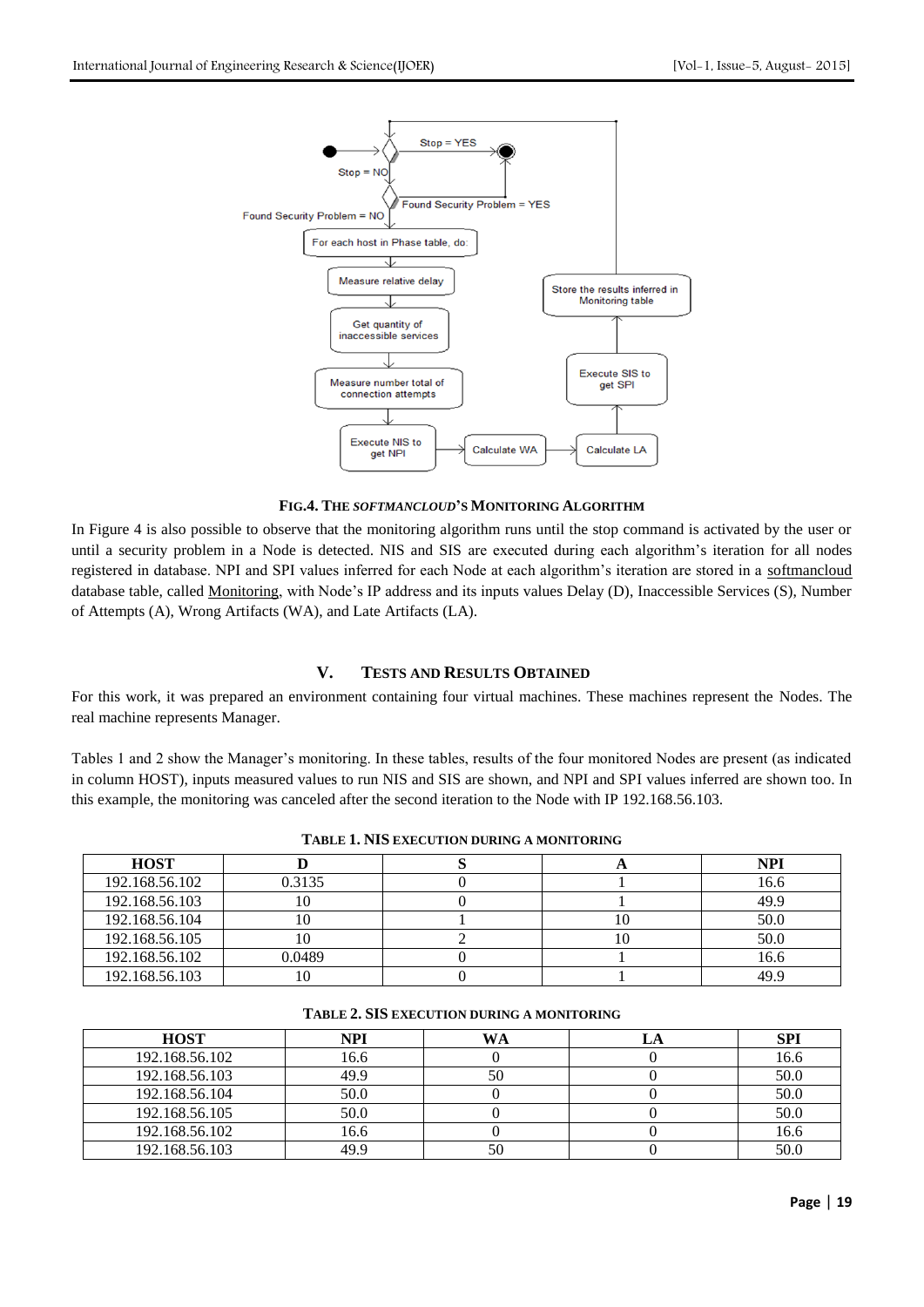**FIG.4. THE *SOFTMANCLOUD*'S MONITORING ALGORITHM**

In Figure 4 is also possible to observe that the monitoring algorithm runs until the stop command is activated by the user or until a security problem in a Node is detected. NIS and SIS are executed during each algorithm's iteration for all nodes registered in database. NPI and SPI values inferred for each Node at each algorithm's iteration are stored in a softmancloud database table, called Monitoring, with Node's IP address and its inputs values Delay (D), Inaccessible Services (S), Number of Attempts (A), Wrong Artifacts (WA), and Late Artifacts (LA).

## V. TESTS AND RESULTS OBTAINED

For this work, it was prepared an environment containing four virtual machines. These machines represent the Nodes. The real machine represents Manager.

Tables 1 and 2 show the Manager's monitoring. In these tables, results of the four monitored Nodes are present (as indicated in column HOST), inputs measured values to run NIS and SIS are shown, and NPI and SPI values inferred are shown too. In this example, the monitoring was canceled after the second iteration to the Node with IP 192.168.56.103.

**TABLE 1. NIS EXECUTION DURING A MONITORING**

| HOST | D | S | A | NPI |
|---|---|---|---|---|
| 192.168.56.102 | 0.3135 | 0 | 1 | 16.6 |
| 192.168.56.103 | 10 | 0 | 1 | 49.9 |
| 192.168.56.104 | 10 | 1 | 10 | 50.0 |
| 192.168.56.105 | 10 | 2 | 10 | 50.0 |
| 192.168.56.102 | 0.0489 | 0 | 1 | 16.6 |
| 192.168.56.103 | 10 | 0 | 1 | 49.9 |

**TABLE 2. SIS EXECUTION DURING A MONITORING**

| HOST | NPI | WA | LA | SPI |
|---|---|---|---|---|
| 192.168.56.102 | 16.6 | 0 | 0 | 16.6 |
| 192.168.56.103 | 49.9 | 50 | 0 | 50.0 |
| 192.168.56.104 | 50.0 | 0 | 0 | 50.0 |
| 192.168.56.105 | 50.0 | 0 | 0 | 50.0 |
| 192.168.56.102 | 16.6 | 0 | 0 | 16.6 |
| 192.168.56.103 | 49.9 | 50 | 0 | 50.0 |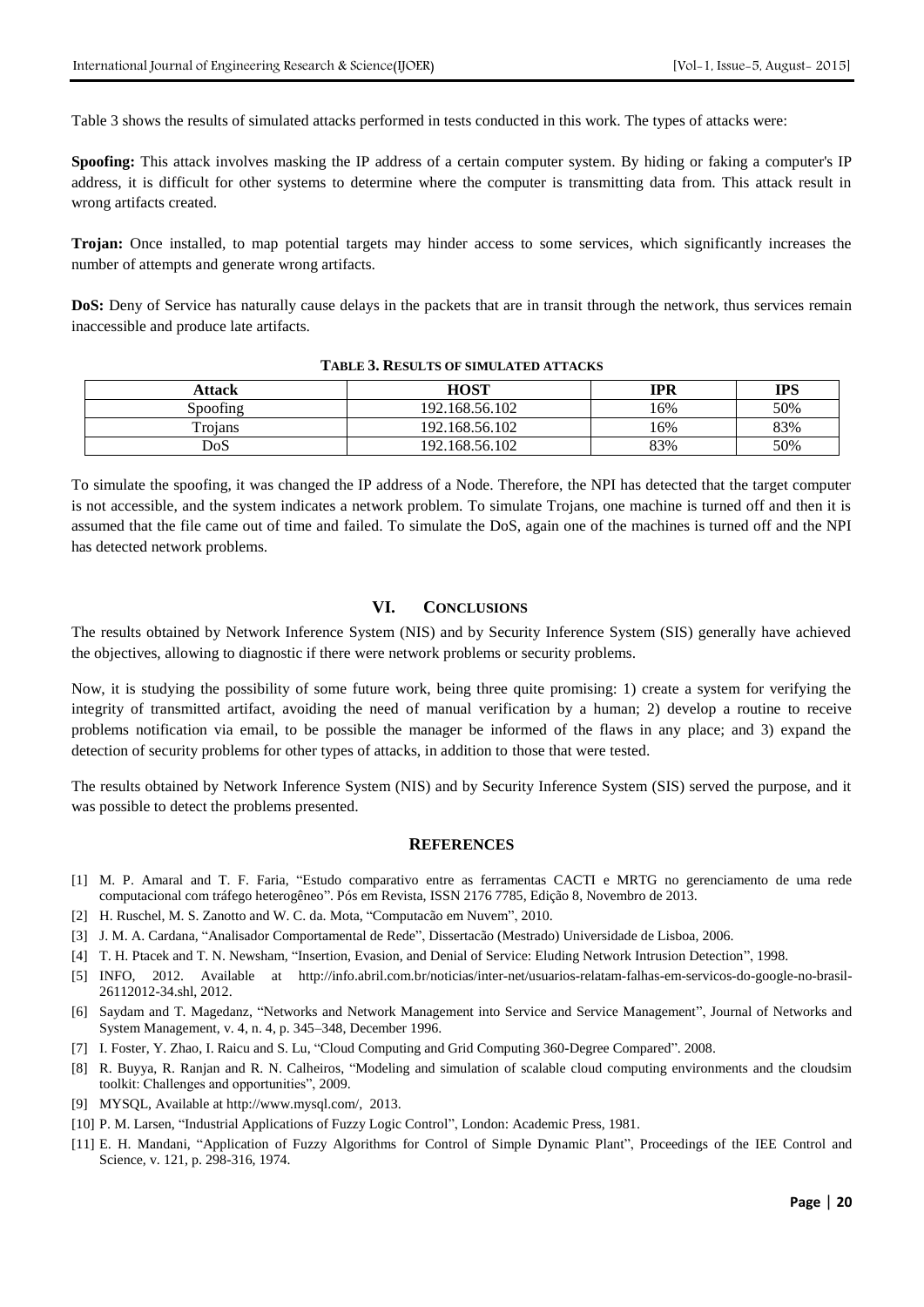Table 3 shows the results of simulated attacks performed in tests conducted in this work. The types of attacks were:

**Spoofing:** This attack involves masking the IP address of a certain computer system. By hiding or faking a computer's IP address, it is difficult for other systems to determine where the computer is transmitting data from. This attack result in wrong artifacts created.

**Trojan:** Once installed, to map potential targets may hinder access to some services, which significantly increases the number of attempts and generate wrong artifacts.

**DoS:** Deny of Service has naturally cause delays in the packets that are in transit through the network, thus services remain inaccessible and produce late artifacts.

**TABLE 3. RESULTS OF SIMULATED ATTACKS**

| Attack | HOST | IPR | IPS |
|---|---|---|---|
| Spoofing | 192.168.56.102 | 16% | 50% |
| Trojans | 192.168.56.102 | 16% | 83% |
| DoS | 192.168.56.102 | 83% | 50% |

To simulate the spoofing, it was changed the IP address of a Node. Therefore, the NPI has detected that the target computer is not accessible, and the system indicates a network problem. To simulate Trojans, one machine is turned off and then it is assumed that the file came out of time and failed. To simulate the DoS, again one of the machines is turned off and the NPI has detected network problems.

## VI. CONCLUSIONS

The results obtained by Network Inference System (NIS) and by Security Inference System (SIS) generally have achieved the objectives, allowing to diagnostic if there were network problems or security problems.

Now, it is studying the possibility of some future work, being three quite promising: 1) create a system for verifying the integrity of transmitted artifact, avoiding the need of manual verification by a human; 2) develop a routine to receive problems notification via email, to be possible the manager be informed of the flaws in any place; and 3) expand the detection of security problems for other types of attacks, in addition to those that were tested.

The results obtained by Network Inference System (NIS) and by Security Inference System (SIS) served the purpose, and it was possible to detect the problems presented.

## REFERENCES

[1] M. P. Amaral and T. F. Faria, "Estudo comparativo entre as ferramentas CACTI e MRTG no gerenciamento de uma rede computacional com tráfego heterogêneo". Pós em Revista, ISSN 2176 7785, Edição 8, Novembro de 2013.

[2] H. Ruschel, M. S. Zanotto and W. C. da. Mota, "Computacão em Nuvem", 2010.

[3] J. M. A. Cardana, "Analisador Comportamental de Rede", Dissertacão (Mestrado) Universidade de Lisboa, 2006.

[4] T. H. Ptacek and T. N. Newsham, "Insertion, Evasion, and Denial of Service: Eluding Network Intrusion Detection", 1998.

[5] INFO, 2012. Available at http://info.abril.com.br/noticias/inter-net/usuarios-relatam-falhas-em-servicos-do-google-no-brasil-26112012-34.shl, 2012.

[6] Saydam and T. Magedanz, "Networks and Network Management into Service and Service Management", Journal of Networks and System Management, v. 4, n. 4, p. 345–348, December 1996.

[7] I. Foster, Y. Zhao, I. Raicu and S. Lu, "Cloud Computing and Grid Computing 360-Degree Compared". 2008.

[8] R. Buyya, R. Ranjan and R. N. Calheiros, "Modeling and simulation of scalable cloud computing environments and the cloudsim toolkit: Challenges and opportunities", 2009.

[9] MYSQL, Available at http://www.mysql.com/, 2013.

[10] P. M. Larsen, "Industrial Applications of Fuzzy Logic Control", London: Academic Press, 1981.

[11] E. H. Mandani, "Application of Fuzzy Algorithms for Control of Simple Dynamic Plant", Proceedings of the IEE Control and Science, v. 121, p. 298-316, 1974.